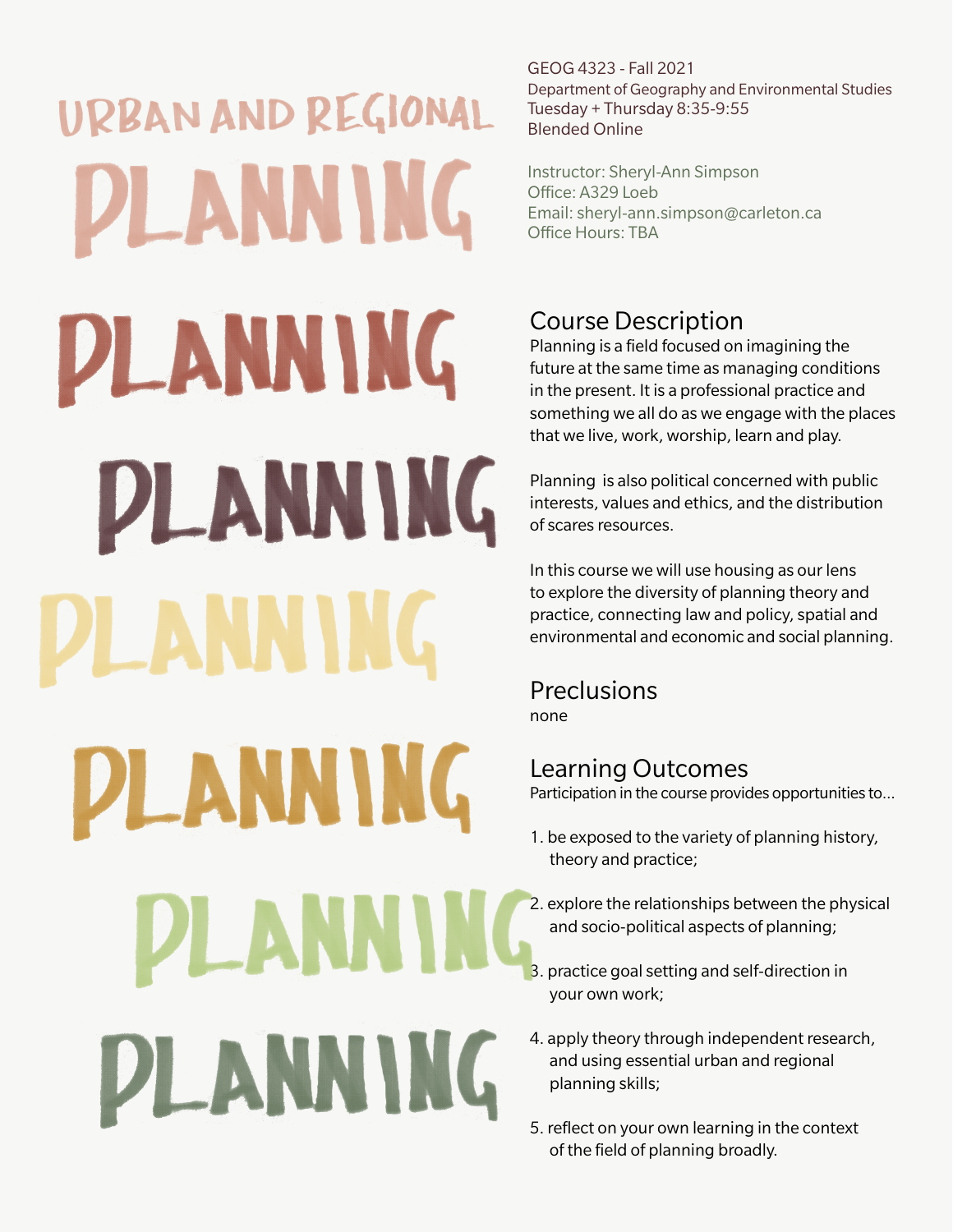# URBAN AND REGIONAL PLANNING

PLANNING

PLANNING

PLANNING

PLANNING

PLANNING

PLANNING

GEOG 4323 - Fall 2021
Department of Geography and Environmental Studies
Tuesday + Thursday 8:35-9:55
Blended Online

Instructor: Sheryl-Ann Simpson
Office: A329 Loeb
Email: sheryl-ann.simpson@carleton.ca
Office Hours: TBA

## Course Description

Planning is a field focused on imagining the future at the same time as managing conditions in the present. It is a professional practice and something we all do as we engage with the places that we live, work, worship, learn and play.

Planning is also political concerned with public interests, values and ethics, and the distribution of scares resources.

In this course we will use housing as our lens to explore the diversity of planning theory and practice, connecting law and policy, spatial and environmental and economic and social planning.

## Preclusions

none

## Learning Outcomes

Participation in the course provides opportunities to...

1. be exposed to the variety of planning history, theory and practice;
2. explore the relationships between the physical and socio-political aspects of planning;
3. practice goal setting and self-direction in your own work;
4. apply theory through independent research, and using essential urban and regional planning skills;
5. reflect on your own learning in the context of the field of planning broadly.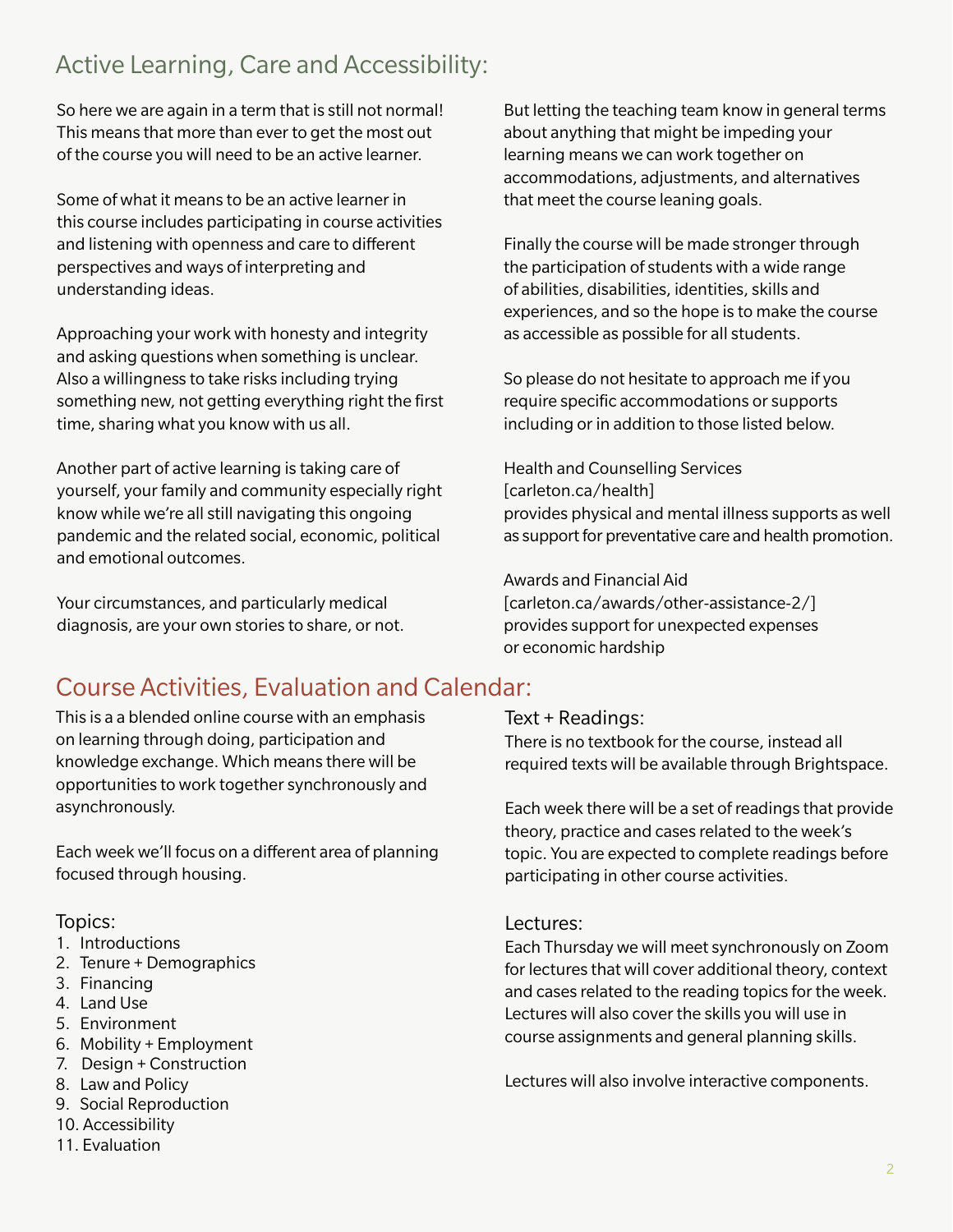## Active Learning, Care and Accessibility:

So here we are again in a term that is still not normal! This means that more than ever to get the most out of the course you will need to be an active learner.

Some of what it means to be an active learner in this course includes participating in course activities and listening with openness and care to different perspectives and ways of interpreting and understanding ideas.

Approaching your work with honesty and integrity and asking questions when something is unclear. Also a willingness to take risks including trying something new, not getting everything right the first time, sharing what you know with us all.

Another part of active learning is taking care of yourself, your family and community especially right know while we're all still navigating this ongoing pandemic and the related social, economic, political and emotional outcomes.

Your circumstances, and particularly medical diagnosis, are your own stories to share, or not. But letting the teaching team know in general terms about anything that might be impeding your learning means we can work together on accommodations, adjustments, and alternatives that meet the course leaning goals.

Finally the course will be made stronger through the participation of students with a wide range of abilities, disabilities, identities, skills and experiences, and so the hope is to make the course as accessible as possible for all students.

So please do not hesitate to approach me if you require specific accommodations or supports including or in addition to those listed below.

Health and Counselling Services
[carleton.ca/health]
provides physical and mental illness supports as well as support for preventative care and health promotion.

Awards and Financial Aid
[carleton.ca/awards/other-assistance-2/]
provides support for unexpected expenses or economic hardship

## Course Activities, Evaluation and Calendar:

This is a a blended online course with an emphasis on learning through doing, participation and knowledge exchange. Which means there will be opportunities to work together synchronously and asynchronously.

Each week we'll focus on a different area of planning focused through housing.

### Topics:

1. Introductions
2. Tenure + Demographics
3. Financing
4. Land Use
5. Environment
6. Mobility + Employment
7. Design + Construction
8. Law and Policy
9. Social Reproduction
10. Accessibility
11. Evaluation

### Text + Readings:

There is no textbook for the course, instead all required texts will be available through Brightspace.

Each week there will be a set of readings that provide theory, practice and cases related to the week's topic. You are expected to complete readings before participating in other course activities.

### Lectures:

Each Thursday we will meet synchronously on Zoom for lectures that will cover additional theory, context and cases related to the reading topics for the week. Lectures will also cover the skills you will use in course assignments and general planning skills.

Lectures will also involve interactive components.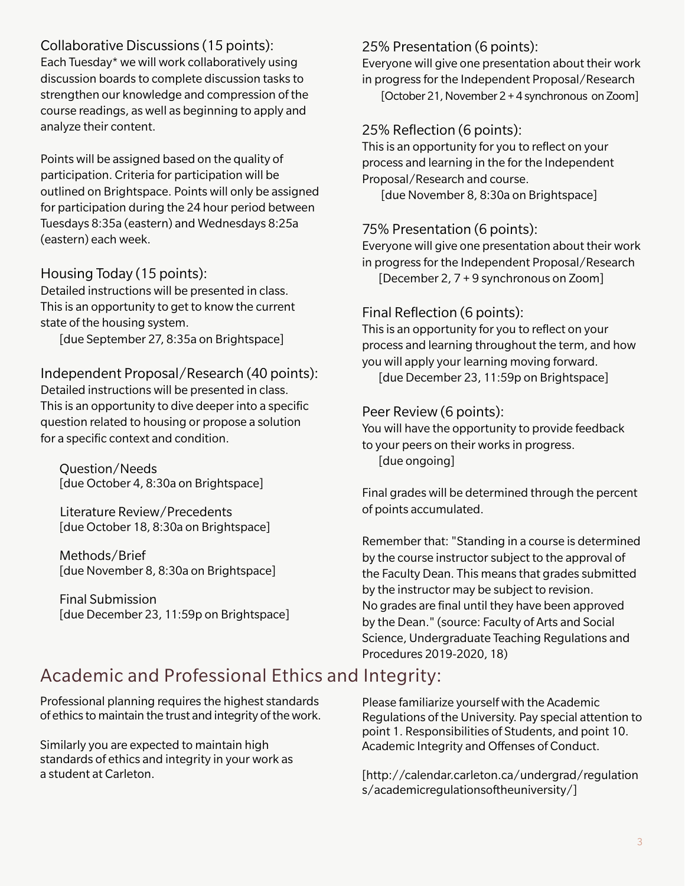### Collaborative Discussions (15 points):

Each Tuesday* we will work collaboratively using discussion boards to complete discussion tasks to strengthen our knowledge and compression of the course readings, as well as beginning to apply and analyze their content.

Points will be assigned based on the quality of participation. Criteria for participation will be outlined on Brightspace. Points will only be assigned for participation during the 24 hour period between Tuesdays 8:35a (eastern) and Wednesdays 8:25a (eastern) each week.

### Housing Today (15 points):

Detailed instructions will be presented in class. This is an opportunity to get to know the current state of the housing system.

[due September 27, 8:35a on Brightspace]

### Independent Proposal/Research (40 points):

Detailed instructions will be presented in class. This is an opportunity to dive deeper into a specific question related to housing or propose a solution for a specific context and condition.

Question/Needs
[due October 4, 8:30a on Brightspace]

Literature Review/Precedents
[due October 18, 8:30a on Brightspace]

Methods/Brief
[due November 8, 8:30a on Brightspace]

Final Submission
[due December 23, 11:59p on Brightspace]

### 25% Presentation (6 points):

Everyone will give one presentation about their work in progress for the Independent Proposal/Research

[October 21, November 2 + 4 synchronous on Zoom]

### 25% Reflection (6 points):

This is an opportunity for you to reflect on your process and learning in the for the Independent Proposal/Research and course.

[due November 8, 8:30a on Brightspace]

### 75% Presentation (6 points):

Everyone will give one presentation about their work in progress for the Independent Proposal/Research

[December 2, 7 + 9 synchronous on Zoom]

### Final Reflection (6 points):

This is an opportunity for you to reflect on your process and learning throughout the term, and how you will apply your learning moving forward.

[due December 23, 11:59p on Brightspace]

### Peer Review (6 points):

You will have the opportunity to provide feedback to your peers on their works in progress.

[due ongoing]

Final grades will be determined through the percent of points accumulated.

Remember that: "Standing in a course is determined by the course instructor subject to the approval of the Faculty Dean. This means that grades submitted by the instructor may be subject to revision. No grades are final until they have been approved by the Dean." (source: Faculty of Arts and Social Science, Undergraduate Teaching Regulations and Procedures 2019-2020, 18)

## Academic and Professional Ethics and Integrity:

Professional planning requires the highest standards of ethics to maintain the trust and integrity of the work.

Similarly you are expected to maintain high standards of ethics and integrity in your work as a student at Carleton.

Please familiarize yourself with the Academic Regulations of the University. Pay special attention to point 1. Responsibilities of Students, and point 10. Academic Integrity and Offenses of Conduct.

[http://calendar.carleton.ca/undergrad/regulations/academicregulationsoftheuniversity/]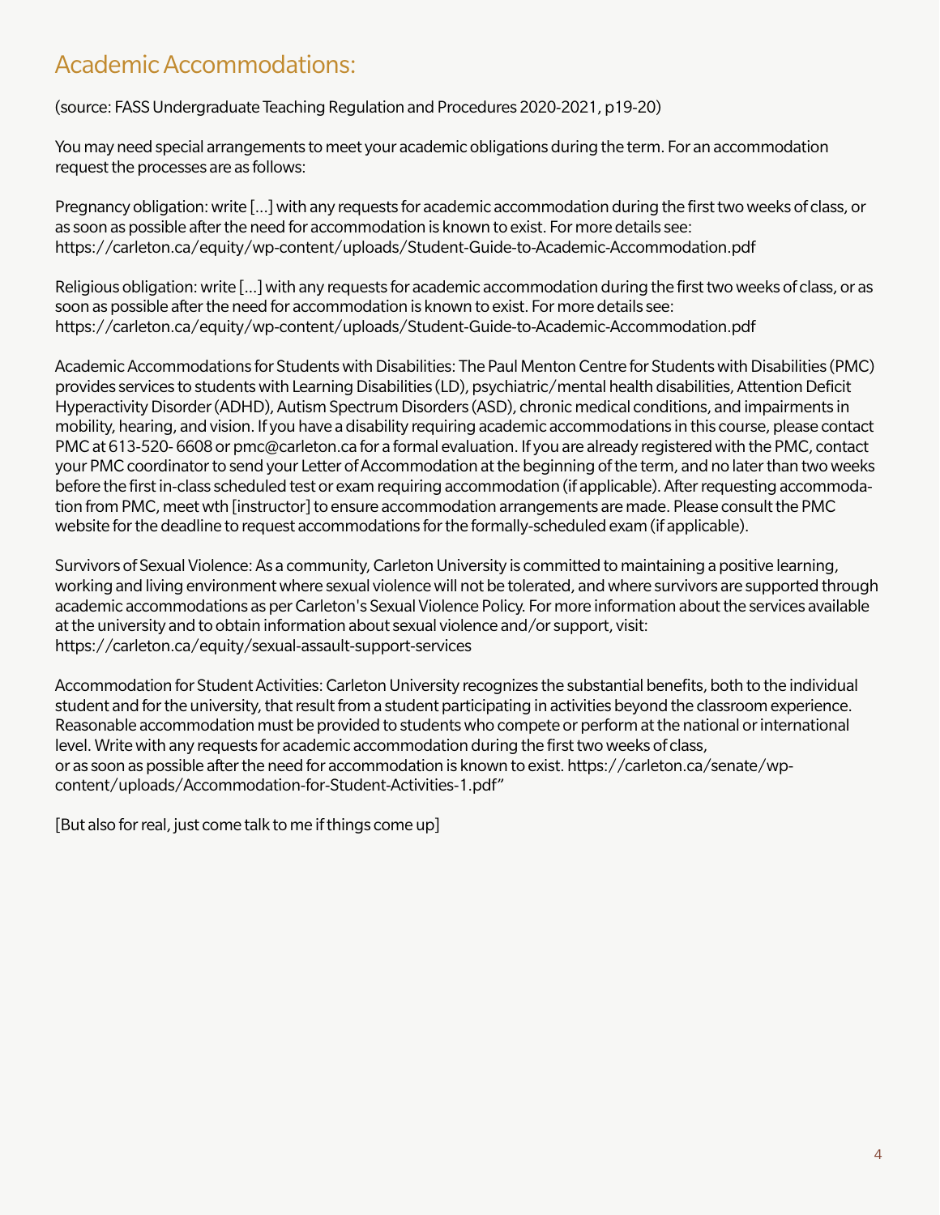## Academic Accommodations:

(source: FASS Undergraduate Teaching Regulation and Procedures 2020-2021, p19-20)

You may need special arrangements to meet your academic obligations during the term. For an accommodation request the processes are as follows:

Pregnancy obligation: write [...] with any requests for academic accommodation during the first two weeks of class, or as soon as possible after the need for accommodation is known to exist. For more details see: https://carleton.ca/equity/wp-content/uploads/Student-Guide-to-Academic-Accommodation.pdf

Religious obligation: write [...] with any requests for academic accommodation during the first two weeks of class, or as soon as possible after the need for accommodation is known to exist. For more details see: https://carleton.ca/equity/wp-content/uploads/Student-Guide-to-Academic-Accommodation.pdf

Academic Accommodations for Students with Disabilities: The Paul Menton Centre for Students with Disabilities (PMC) provides services to students with Learning Disabilities (LD), psychiatric/mental health disabilities, Attention Deficit Hyperactivity Disorder (ADHD), Autism Spectrum Disorders (ASD), chronic medical conditions, and impairments in mobility, hearing, and vision. If you have a disability requiring academic accommodations in this course, please contact PMC at 613-520- 6608 or pmc@carleton.ca for a formal evaluation. If you are already registered with the PMC, contact your PMC coordinator to send your Letter of Accommodation at the beginning of the term, and no later than two weeks before the first in-class scheduled test or exam requiring accommodation (if applicable). After requesting accommodation from PMC, meet wth [instructor] to ensure accommodation arrangements are made. Please consult the PMC website for the deadline to request accommodations for the formally-scheduled exam (if applicable).

Survivors of Sexual Violence: As a community, Carleton University is committed to maintaining a positive learning, working and living environment where sexual violence will not be tolerated, and where survivors are supported through academic accommodations as per Carleton's Sexual Violence Policy. For more information about the services available at the university and to obtain information about sexual violence and/or support, visit: https://carleton.ca/equity/sexual-assault-support-services

Accommodation for Student Activities: Carleton University recognizes the substantial benefits, both to the individual student and for the university, that result from a student participating in activities beyond the classroom experience. Reasonable accommodation must be provided to students who compete or perform at the national or international level. Write with any requests for academic accommodation during the first two weeks of class, or as soon as possible after the need for accommodation is known to exist. https://carleton.ca/senate/wp-content/uploads/Accommodation-for-Student-Activities-1.pdf"

[But also for real, just come talk to me if things come up]